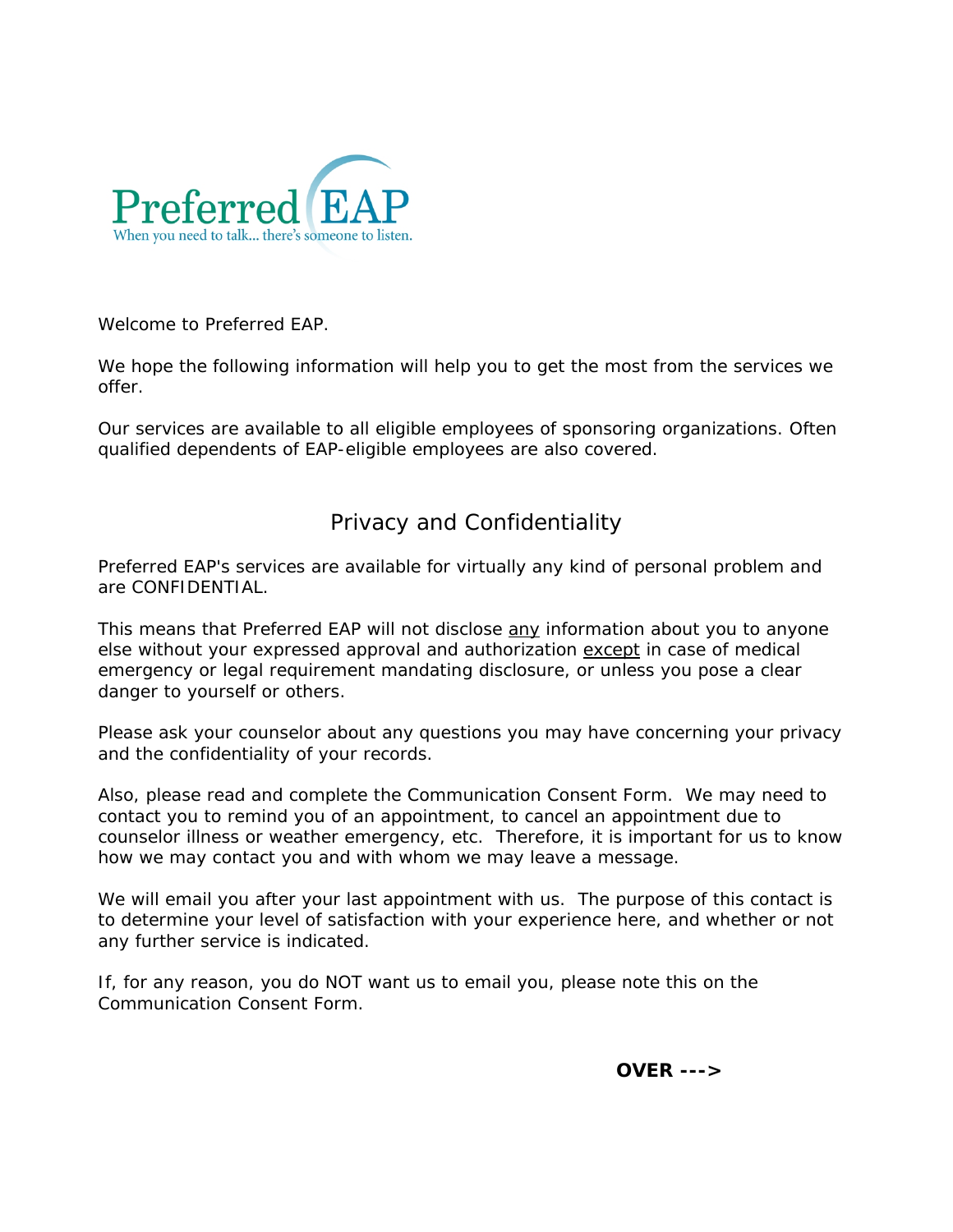Preferred EAP
When you need to talk... there's someone to listen.

Welcome to Preferred EAP.

We hope the following information will help you to get the most from the services we offer.

Our services are available to all eligible employees of sponsoring organizations. Often qualified dependents of EAP-eligible employees are also covered.

## Privacy and Confidentiality

Preferred EAP's services are available for virtually any kind of personal problem and are CONFIDENTIAL.

This means that Preferred EAP will not disclose <u>any</u> information about you to anyone else without your expressed approval and authorization <u>except</u> in case of medical emergency or legal requirement mandating disclosure, or unless you pose a clear danger to yourself or others.

Please ask your counselor about any questions you may have concerning your privacy and the confidentiality of your records.

Also, please read and complete the Communication Consent Form. We may need to contact you to remind you of an appointment, to cancel an appointment due to counselor illness or weather emergency, etc. Therefore, it is important for us to know how we may contact you and with whom we may leave a message.

We will email you after your last appointment with us. The purpose of this contact is to determine your level of satisfaction with your experience here, and whether or not any further service is indicated.

If, for any reason, you do NOT want us to email you, please note this on the Communication Consent Form.

**OVER --->**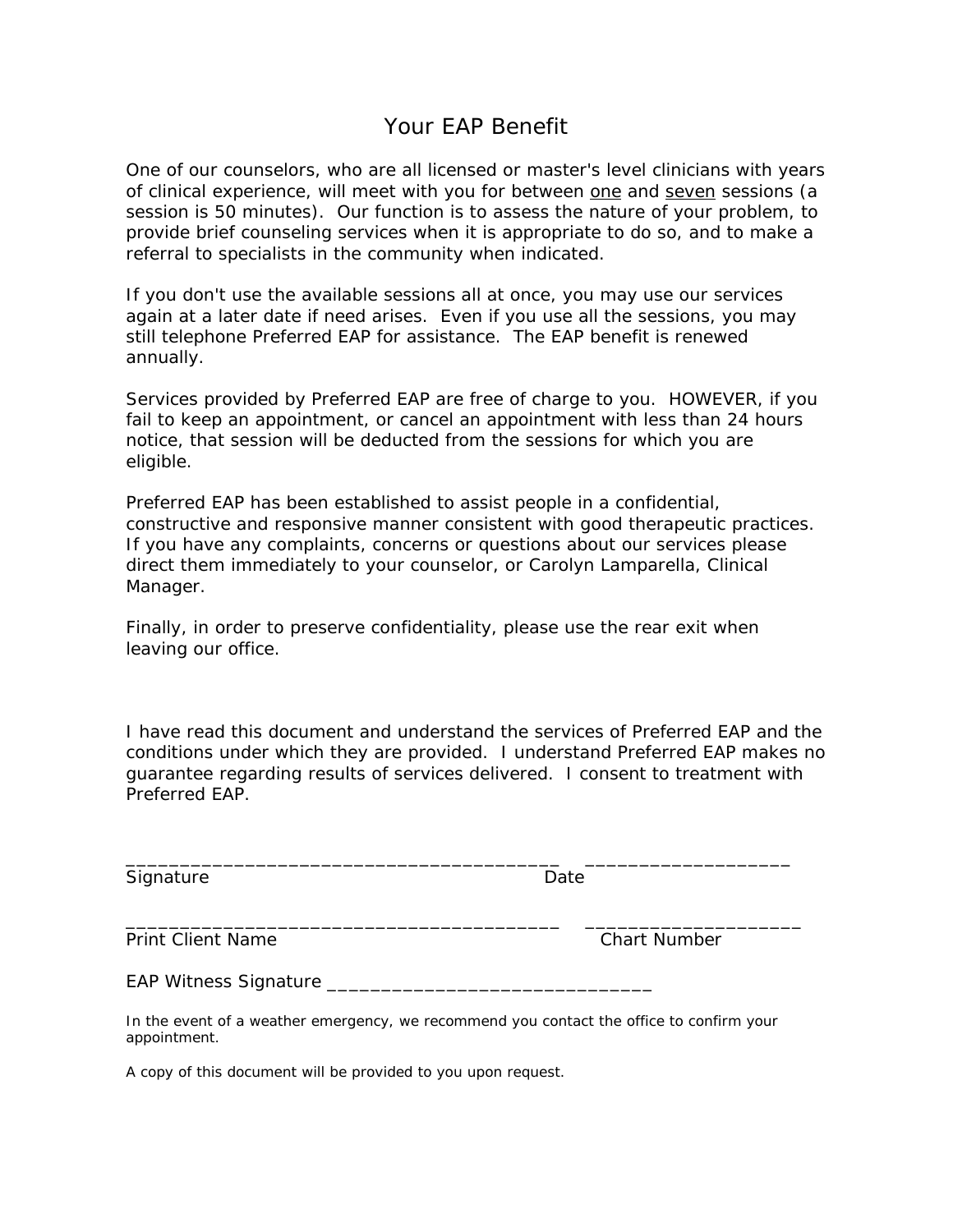# Your EAP Benefit

One of our counselors, who are all licensed or master's level clinicians with years of clinical experience, will meet with you for between one and seven sessions (a session is 50 minutes). Our function is to assess the nature of your problem, to provide brief counseling services when it is appropriate to do so, and to make a referral to specialists in the community when indicated.

If you don't use the available sessions all at once, you may use our services again at a later date if need arises. Even if you use all the sessions, you may still telephone Preferred EAP for assistance. The EAP benefit is renewed annually.

Services provided by Preferred EAP are free of charge to you. HOWEVER, if you fail to keep an appointment, or cancel an appointment with less than 24 hours notice, that session will be deducted from the sessions for which you are eligible.

Preferred EAP has been established to assist people in a confidential, constructive and responsive manner consistent with good therapeutic practices. If you have any complaints, concerns or questions about our services please direct them immediately to your counselor, or Carolyn Lamparella, Clinical Manager.

Finally, in order to preserve confidentiality, please use the rear exit when leaving our office.

I have read this document and understand the services of Preferred EAP and the conditions under which they are provided. I understand Preferred EAP makes no guarantee regarding results of services delivered. I consent to treatment with Preferred EAP.

_________________________________________ ___________________
Signature Date

_________________________________________ ___________________
Print Client Name Chart Number

EAP Witness Signature ______________________________

In the event of a weather emergency, we recommend you contact the office to confirm your appointment.

A copy of this document will be provided to you upon request.